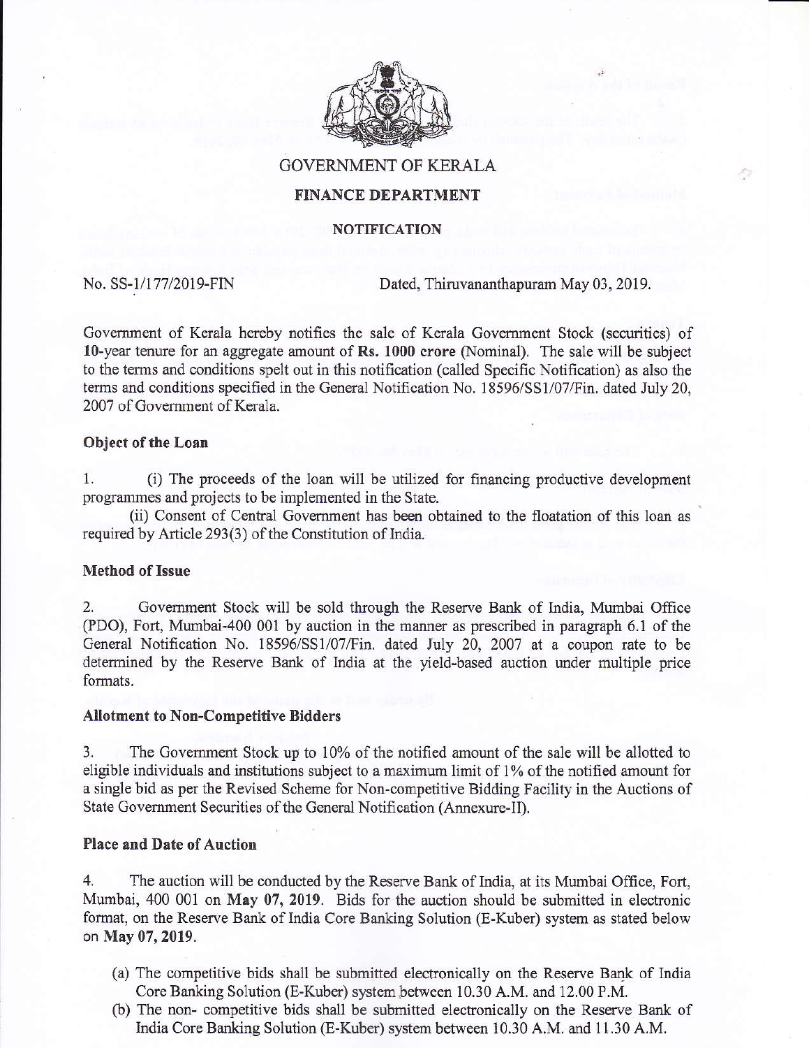# GOVERNMENT OF KERALA

## FINANCE DEPARTMENT

### NOTIFICATION

No. SS-1/177/2019-FIN Dated, Thiruvananthapuram May 03, 2019.

Government of Kerala hereby notifies the sale of Kerala Government Stock (securities) of **10**-year tenure for an aggregate amount of **Rs. 1000 crore** (Nominal). The sale will be subject to the terms and conditions spelt out in this notification (called Specific Notification) as also the terms and conditions specified in the General Notification No. 18596/SS1/07/Fin. dated July 20, 2007 of Government of Kerala.

**Object of the Loan**

1. (i) The proceeds of the loan will be utilized for financing productive development programmes and projects to be implemented in the State.

(ii) Consent of Central Government has been obtained to the floatation of this loan as required by Article 293(3) of the Constitution of India.

**Method of Issue**

2. Government Stock will be sold through the Reserve Bank of India, Mumbai Office (PDO), Fort, Mumbai-400 001 by auction in the manner as prescribed in paragraph 6.1 of the General Notification No. 18596/SS1/07/Fin. dated July 20, 2007 at a coupon rate to be determined by the Reserve Bank of India at the yield-based auction under multiple price formats.

**Allotment to Non-Competitive Bidders**

3. The Government Stock up to 10% of the notified amount of the sale will be allotted to eligible individuals and institutions subject to a maximum limit of 1% of the notified amount for a single bid as per the Revised Scheme for Non-competitive Bidding Facility in the Auctions of State Government Securities of the General Notification (Annexure-II).

**Place and Date of Auction**

4. The auction will be conducted by the Reserve Bank of India, at its Mumbai Office, Fort, Mumbai, 400 001 on **May 07, 2019**. Bids for the auction should be submitted in electronic format, on the Reserve Bank of India Core Banking Solution (E-Kuber) system as stated below on **May 07, 2019**.

(a) The competitive bids shall be submitted electronically on the Reserve Bank of India Core Banking Solution (E-Kuber) system between 10.30 A.M. and 12.00 P.M.

(b) The non- competitive bids shall be submitted electronically on the Reserve Bank of India Core Banking Solution (E-Kuber) system between 10.30 A.M. and 11.30 A.M.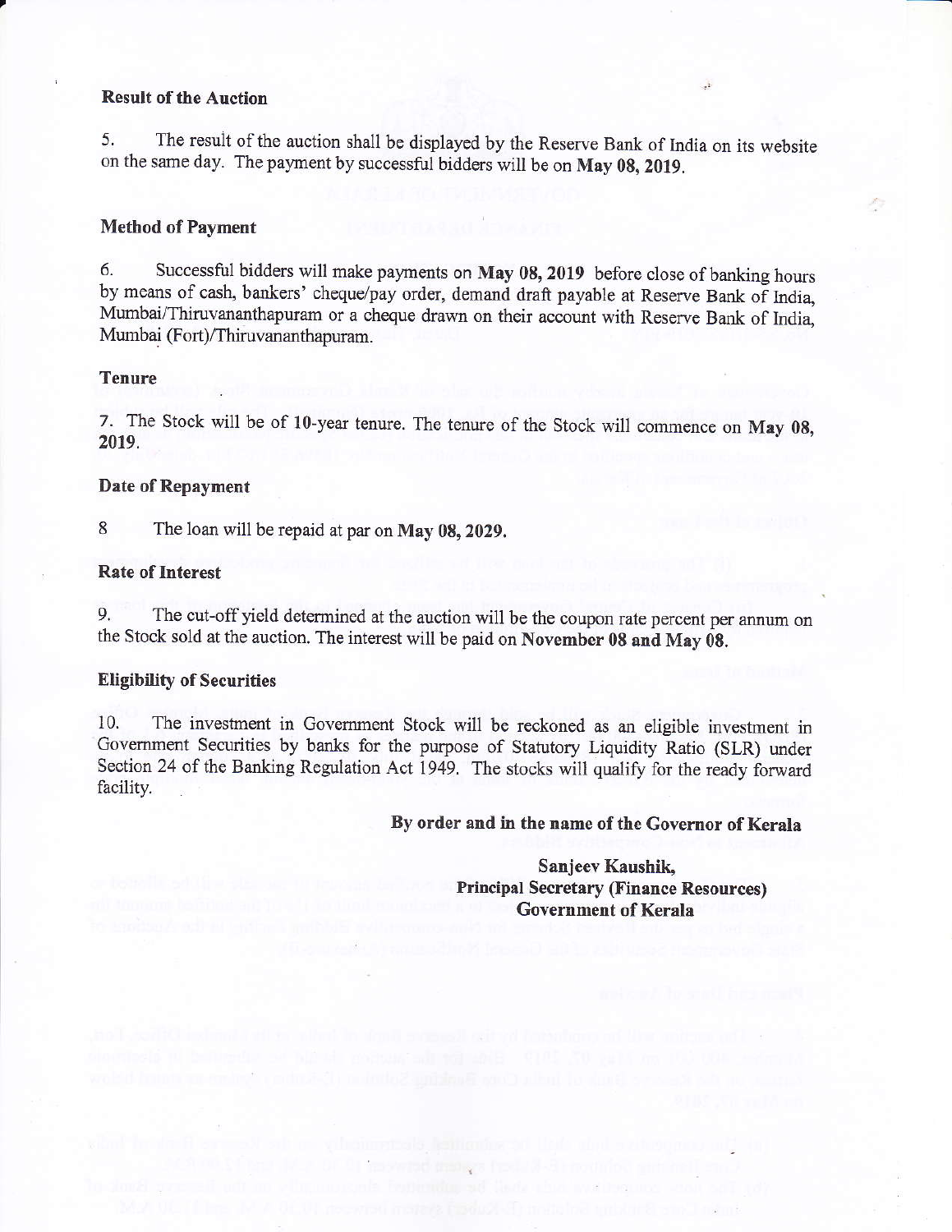### Result of the Auction

5. The result of the auction shall be displayed by the Reserve Bank of India on its website on the same day. The payment by successful bidders will be on **May 08, 2019**.

### Method of Payment

6. Successful bidders will make payments on **May 08, 2019** before close of banking hours by means of cash, bankers' cheque/pay order, demand draft payable at Reserve Bank of India, Mumbai/Thiruvananthapuram or a cheque drawn on their account with Reserve Bank of India, Mumbai (Fort)/Thiruvananthapuram.

### Tenure

7. The Stock will be of 10-year tenure. The tenure of the Stock will commence on **May 08, 2019**.

### Date of Repayment

8 The loan will be repaid at par on **May 08, 2029.**

### Rate of Interest

9. The cut-off yield determined at the auction will be the coupon rate percent per annum on the Stock sold at the auction. The interest will be paid on **November 08 and May 08.**

### Eligibility of Securities

10. The investment in Government Stock will be reckoned as an eligible investment in Government Securities by banks for the purpose of Statutory Liquidity Ratio (SLR) under Section 24 of the Banking Regulation Act 1949. The stocks will qualify for the ready forward facility.

**By order and in the name of the Governor of Kerala**

**Sanjeev Kaushik,**
**Principal Secretary (Finance Resources)**
**Government of Kerala**